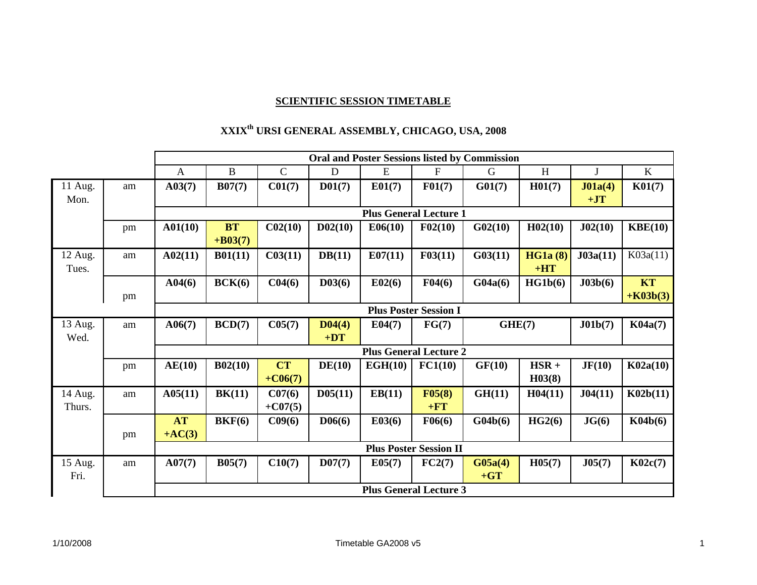## SCIENTIFIC SESSION TIMETABLE

## XXIX[th] URSI GENERAL ASSEMBLY, CHICAGO, USA, 2008

| | | Oral and Poster Sessions listed by Commission | | | | | | | | | |
|---|---|---|---|---|---|---|---|---|---|---|---|
| | | A | B | C | D | E | F | G | H | J | K |
| 11 Aug. Mon. | am | **A03(7)** | **B07(7)** | **C01(7)** | **D01(7)** | **E01(7)** | **F01(7)** | **G01(7)** | **H01(7)** | **J01a(4) +JT** | **K01(7)** |
| | | **Plus General Lecture 1** | | | | | | | | | |
| | pm | **A01(10)** | **BT +B03(7)** | **C02(10)** | **D02(10)** | **E06(10)** | **F02(10)** | **G02(10)** | **H02(10)** | **J02(10)** | **KBE(10)** |
| 12 Aug. Tues. | am | **A02(11)** | **B01(11)** | **C03(11)** | **DB(11)** | **E07(11)** | **F03(11)** | **G03(11)** | **HG1a (8) +HT** | **J03a(11)** | K03a(11) |
| | pm | **A04(6)** | **BCK(6)** | **C04(6)** | **D03(6)** | **E02(6)** | **F04(6)** | **G04a(6)** | **HG1b(6)** | **J03b(6)** | **KT +K03b(3)** |
| | | **Plus Poster Session I** | | | | | | | | | |
| 13 Aug. Wed. | am | **A06(7)** | **BCD(7)** | **C05(7)** | **D04(4) +DT** | **E04(7)** | **FG(7)** | **GHE(7)** | | **J01b(7)** | **K04a(7)** |
| | | **Plus General Lecture 2** | | | | | | | | | |
| | pm | **AE(10)** | **B02(10)** | **CT +C06(7)** | **DE(10)** | **EGH(10)** | **FC1(10)** | **GF(10)** | **HSR + H03(8)** | **JF(10)** | **K02a(10)** |
| 14 Aug. Thurs. | am | **A05(11)** | **BK(11)** | **C07(6) +C07(5)** | **D05(11)** | **EB(11)** | **F05(8) +FT** | **GH(11)** | **H04(11)** | **J04(11)** | **K02b(11)** |
| | pm | **AT +AC(3)** | **BKF(6)** | **C09(6)** | **D06(6)** | **E03(6)** | **F06(6)** | **G04b(6)** | **HG2(6)** | **JG(6)** | **K04b(6)** |
| | | **Plus Poster Session II** | | | | | | | | | |
| 15 Aug. Fri. | am | **A07(7)** | **B05(7)** | **C10(7)** | **D07(7)** | **E05(7)** | **FC2(7)** | **G05a(4) +GT** | **H05(7)** | **J05(7)** | **K02c(7)** |
| | | **Plus General Lecture 3** | | | | | | | | | |

1/10/2008 Timetable GA2008 v5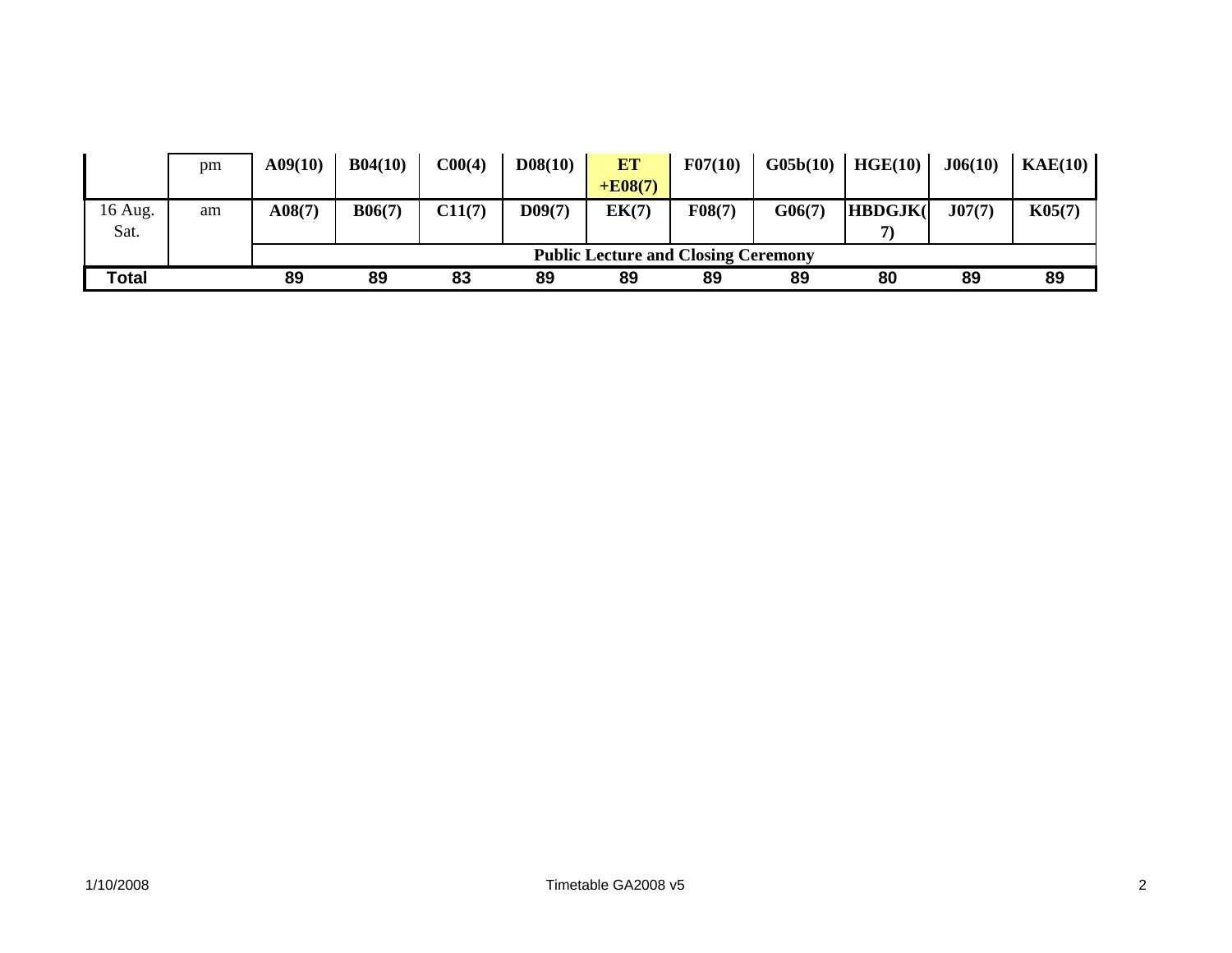| | | | | | | | | | | | |
|---|---|---|---|---|---|---|---|---|---|---|---|
| | pm | **A09(10)** | **B04(10)** | **C00(4)** | **D08(10)** | **ET +E08(7)** | **F07(10)** | **G05b(10)** | **HGE(10)** | **J06(10)** | **KAE(10)** |
| 16 Aug. Sat. | am | **A08(7)** | **B06(7)** | **C11(7)** | **D09(7)** | **EK(7)** | **F08(7)** | **G06(7)** | **HBDGJK(7)** | **J07(7)** | **K05(7)** |
| | | **Public Lecture and Closing Ceremony** | | | | | | | | | |
| **Total** | | **89** | **89** | **83** | **89** | **89** | **89** | **89** | **80** | **89** | **89** |